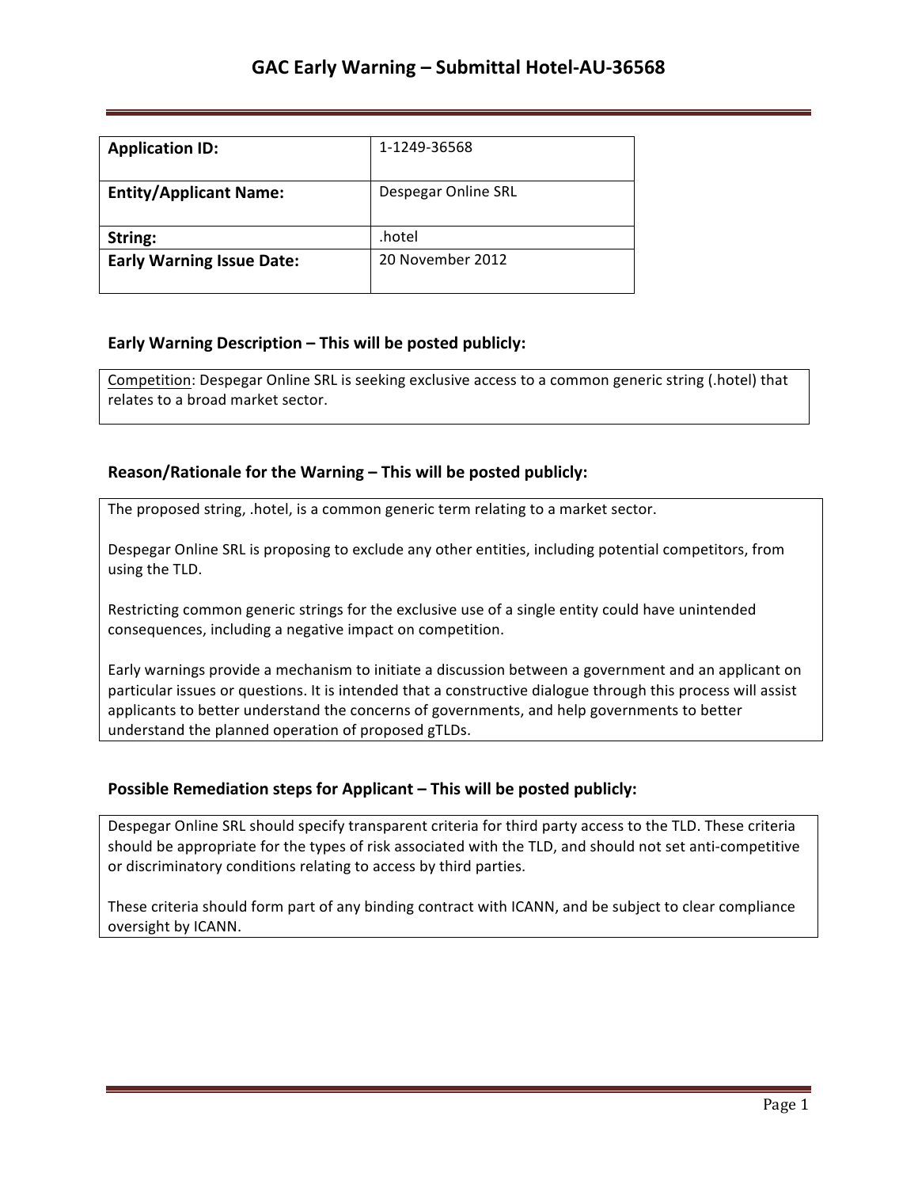# GAC Early Warning – Submittal Hotel-AU-36568

| **Application ID:** | 1-1249-36568 |
|---|---|
| **Entity/Applicant Name:** | Despegar Online SRL |
| **String:** | .hotel |
| **Early Warning Issue Date:** | 20 November 2012 |

### Early Warning Description – This will be posted publicly:

Competition: Despegar Online SRL is seeking exclusive access to a common generic string (.hotel) that relates to a broad market sector.

### Reason/Rationale for the Warning – This will be posted publicly:

The proposed string, .hotel, is a common generic term relating to a market sector.

Despegar Online SRL is proposing to exclude any other entities, including potential competitors, from using the TLD.

Restricting common generic strings for the exclusive use of a single entity could have unintended consequences, including a negative impact on competition.

Early warnings provide a mechanism to initiate a discussion between a government and an applicant on particular issues or questions. It is intended that a constructive dialogue through this process will assist applicants to better understand the concerns of governments, and help governments to better understand the planned operation of proposed gTLDs.

### Possible Remediation steps for Applicant – This will be posted publicly:

Despegar Online SRL should specify transparent criteria for third party access to the TLD. These criteria should be appropriate for the types of risk associated with the TLD, and should not set anti-competitive or discriminatory conditions relating to access by third parties.

These criteria should form part of any binding contract with ICANN, and be subject to clear compliance oversight by ICANN.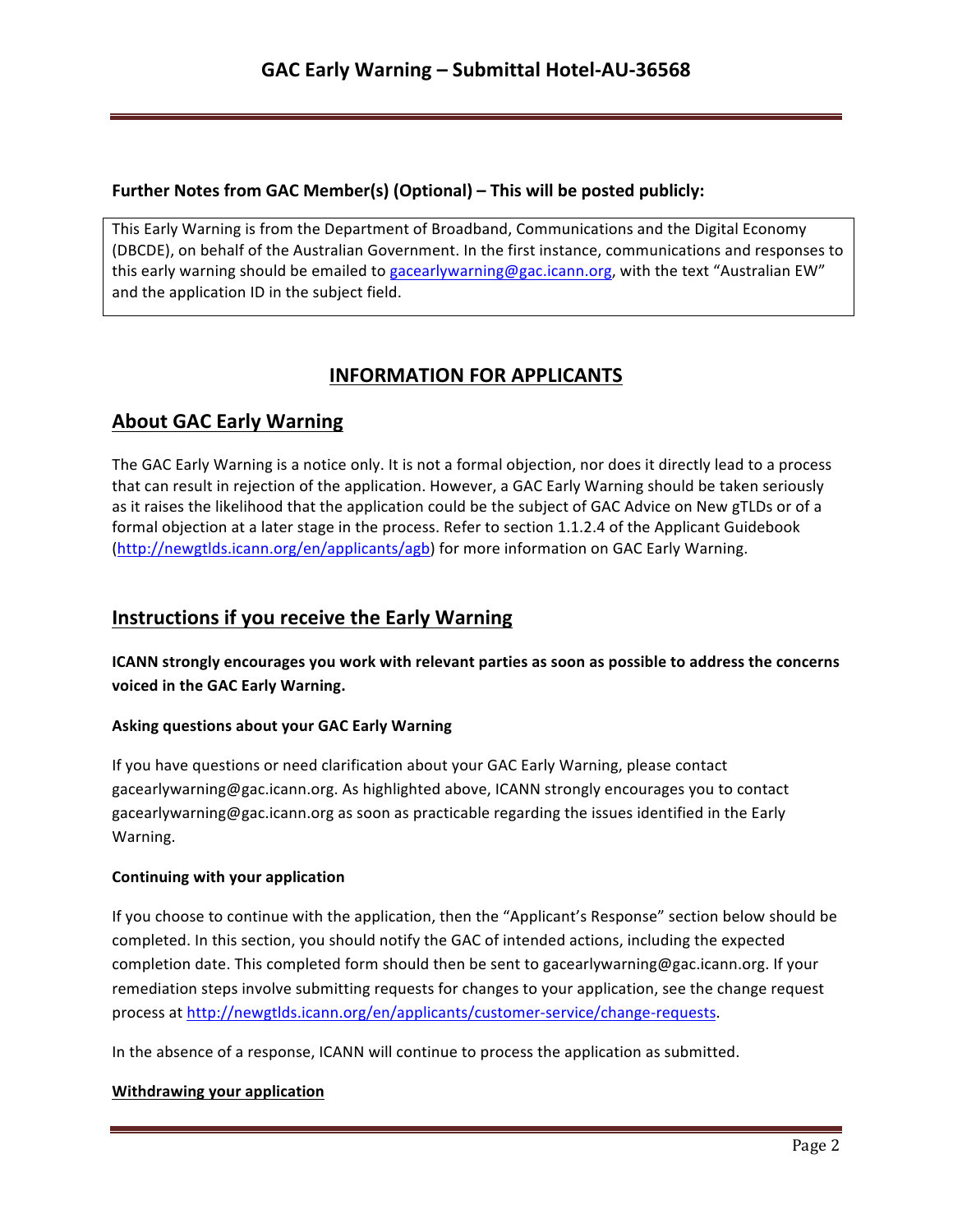**Further Notes from GAC Member(s) (Optional) – This will be posted publicly:**

This Early Warning is from the Department of Broadband, Communications and the Digital Economy (DBCDE), on behalf of the Australian Government. In the first instance, communications and responses to this early warning should be emailed to gacearlywarning@gac.icann.org, with the text "Australian EW" and the application ID in the subject field.

## INFORMATION FOR APPLICANTS

## About GAC Early Warning

The GAC Early Warning is a notice only. It is not a formal objection, nor does it directly lead to a process that can result in rejection of the application. However, a GAC Early Warning should be taken seriously as it raises the likelihood that the application could be the subject of GAC Advice on New gTLDs or of a formal objection at a later stage in the process. Refer to section 1.1.2.4 of the Applicant Guidebook (http://newgtlds.icann.org/en/applicants/agb) for more information on GAC Early Warning.

## Instructions if you receive the Early Warning

**ICANN strongly encourages you work with relevant parties as soon as possible to address the concerns voiced in the GAC Early Warning.**

**Asking questions about your GAC Early Warning**

If you have questions or need clarification about your GAC Early Warning, please contact gacearlywarning@gac.icann.org. As highlighted above, ICANN strongly encourages you to contact gacearlywarning@gac.icann.org as soon as practicable regarding the issues identified in the Early Warning.

**Continuing with your application**

If you choose to continue with the application, then the "Applicant's Response" section below should be completed. In this section, you should notify the GAC of intended actions, including the expected completion date. This completed form should then be sent to gacearlywarning@gac.icann.org. If your remediation steps involve submitting requests for changes to your application, see the change request process at http://newgtlds.icann.org/en/applicants/customer-service/change-requests.

In the absence of a response, ICANN will continue to process the application as submitted.

**Withdrawing your application**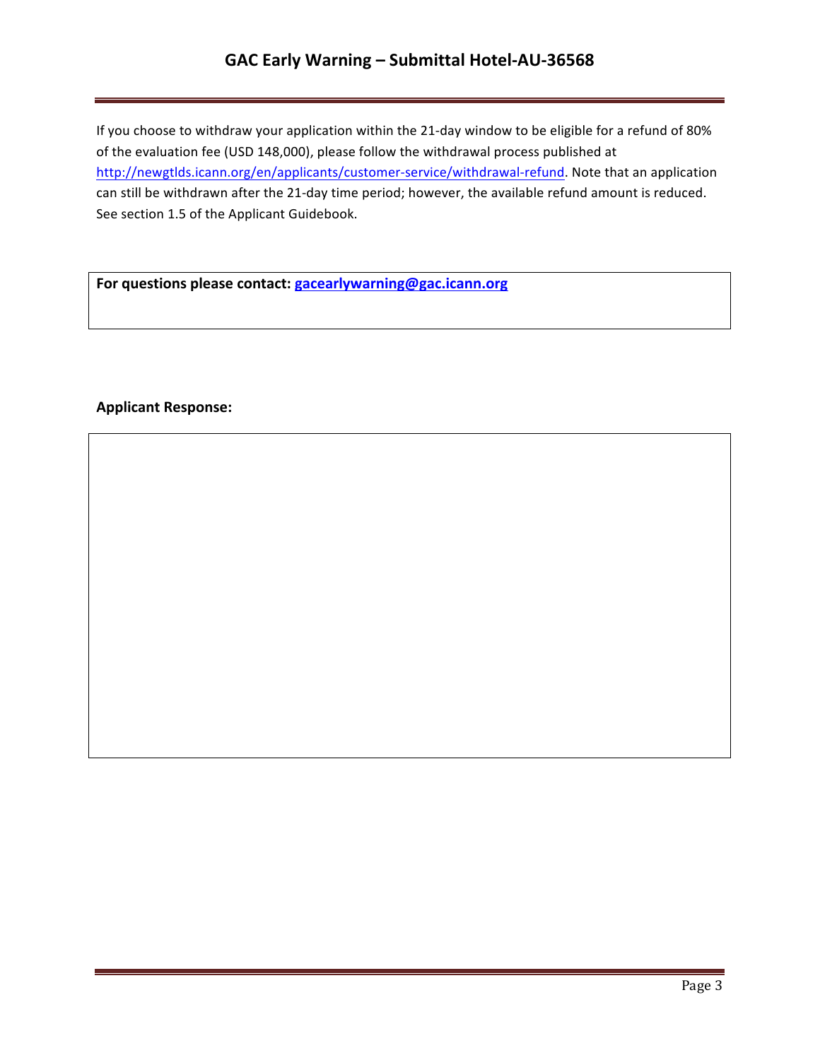If you choose to withdraw your application within the 21-day window to be eligible for a refund of 80% of the evaluation fee (USD 148,000), please follow the withdrawal process published at http://newgtlds.icann.org/en/applicants/customer-service/withdrawal-refund. Note that an application can still be withdrawn after the 21-day time period; however, the available refund amount is reduced. See section 1.5 of the Applicant Guidebook.

**For questions please contact:** **gacearlywarning@gac.icann.org**

**Applicant Response:**